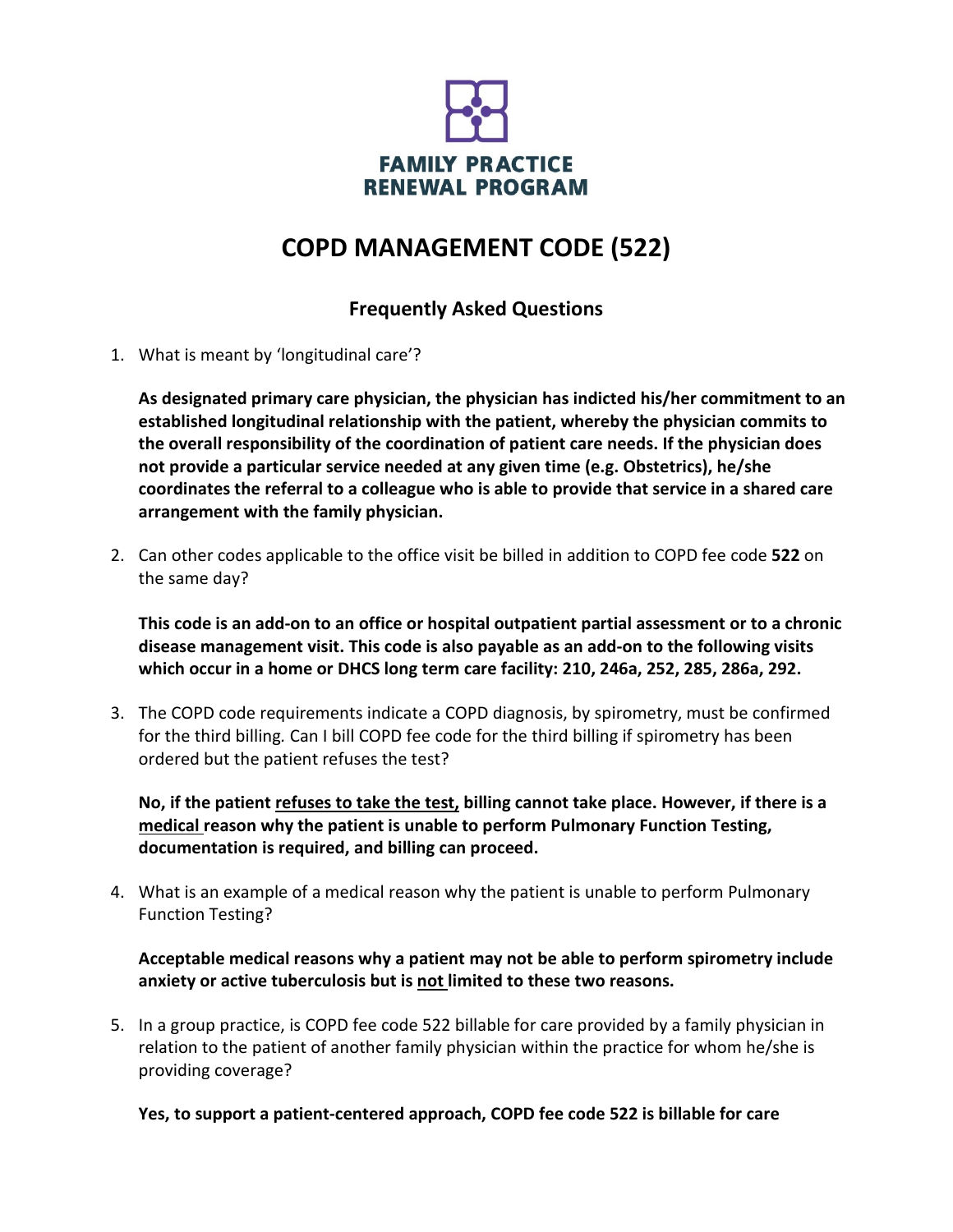FAMILY PRACTICE RENEWAL PROGRAM

# COPD MANAGEMENT CODE (522)

## Frequently Asked Questions

1. What is meant by 'longitudinal care'?

   **As designated primary care physician, the physician has indicted his/her commitment to an established longitudinal relationship with the patient, whereby the physician commits to the overall responsibility of the coordination of patient care needs. If the physician does not provide a particular service needed at any given time (e.g. Obstetrics), he/she coordinates the referral to a colleague who is able to provide that service in a shared care arrangement with the family physician.**

2. Can other codes applicable to the office visit be billed in addition to COPD fee code **522** on the same day?

   **This code is an add-on to an office or hospital outpatient partial assessment or to a chronic disease management visit. This code is also payable as an add-on to the following visits which occur in a home or DHCS long term care facility: 210, 246a, 252, 285, 286a, 292.**

3. The COPD code requirements indicate a COPD diagnosis, by spirometry, must be confirmed for the third billing. Can I bill COPD fee code for the third billing if spirometry has been ordered but the patient refuses the test?

   **No, if the patient refuses to take the test, billing cannot take place. However, if there is a medical reason why the patient is unable to perform Pulmonary Function Testing, documentation is required, and billing can proceed.**

4. What is an example of a medical reason why the patient is unable to perform Pulmonary Function Testing?

   **Acceptable medical reasons why a patient may not be able to perform spirometry include anxiety or active tuberculosis but is not limited to these two reasons.**

5. In a group practice, is COPD fee code 522 billable for care provided by a family physician in relation to the patient of another family physician within the practice for whom he/she is providing coverage?

   **Yes, to support a patient-centered approach, COPD fee code 522 is billable for care**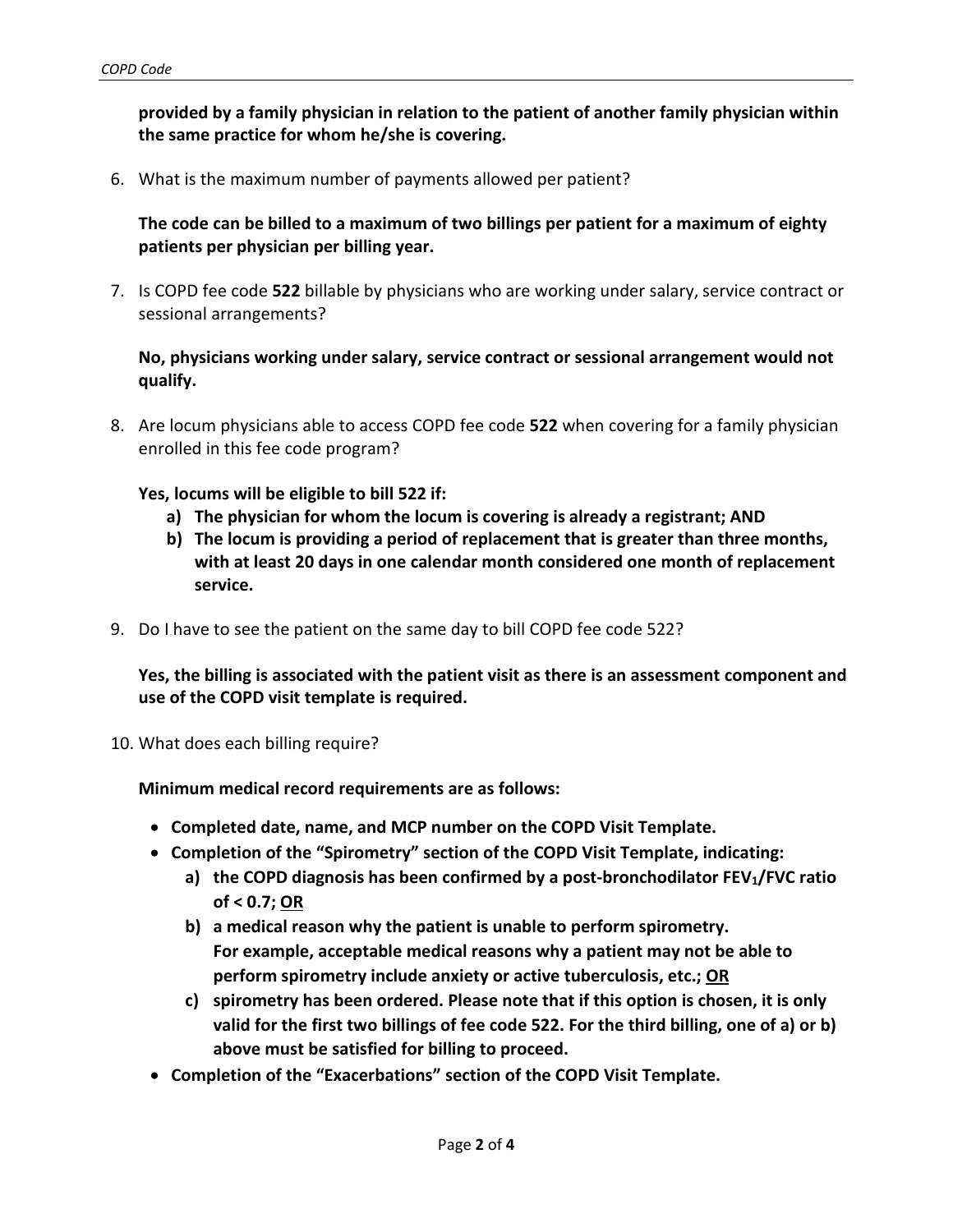**provided by a family physician in relation to the patient of another family physician within the same practice for whom he/she is covering.**

6. What is the maximum number of payments allowed per patient?

   **The code can be billed to a maximum of two billings per patient for a maximum of eighty patients per physician per billing year.**

7. Is COPD fee code **522** billable by physicians who are working under salary, service contract or sessional arrangements?

   **No, physicians working under salary, service contract or sessional arrangement would not qualify.**

8. Are locum physicians able to access COPD fee code **522** when covering for a family physician enrolled in this fee code program?

   **Yes, locums will be eligible to bill 522 if:**
   
   **a) The physician for whom the locum is covering is already a registrant; AND**
   
   **b) The locum is providing a period of replacement that is greater than three months, with at least 20 days in one calendar month considered one month of replacement service.**

9. Do I have to see the patient on the same day to bill COPD fee code 522?

   **Yes, the billing is associated with the patient visit as there is an assessment component and use of the COPD visit template is required.**

10. What does each billing require?

    **Minimum medical record requirements are as follows:**

    - **Completed date, name, and MCP number on the COPD Visit Template.**
    - **Completion of the "Spirometry" section of the COPD Visit Template, indicating:**
      - **a) the COPD diagnosis has been confirmed by a post-bronchodilator $FEV_1$/FVC ratio of < 0.7; <u>OR</u>**
      - **b) a medical reason why the patient is unable to perform spirometry. For example, acceptable medical reasons why a patient may not be able to perform spirometry include anxiety or active tuberculosis, etc.; <u>OR</u>**
      - **c) spirometry has been ordered. Please note that if this option is chosen, it is only valid for the first two billings of fee code 522. For the third billing, one of a) or b) above must be satisfied for billing to proceed.**
    - **Completion of the "Exacerbations" section of the COPD Visit Template.**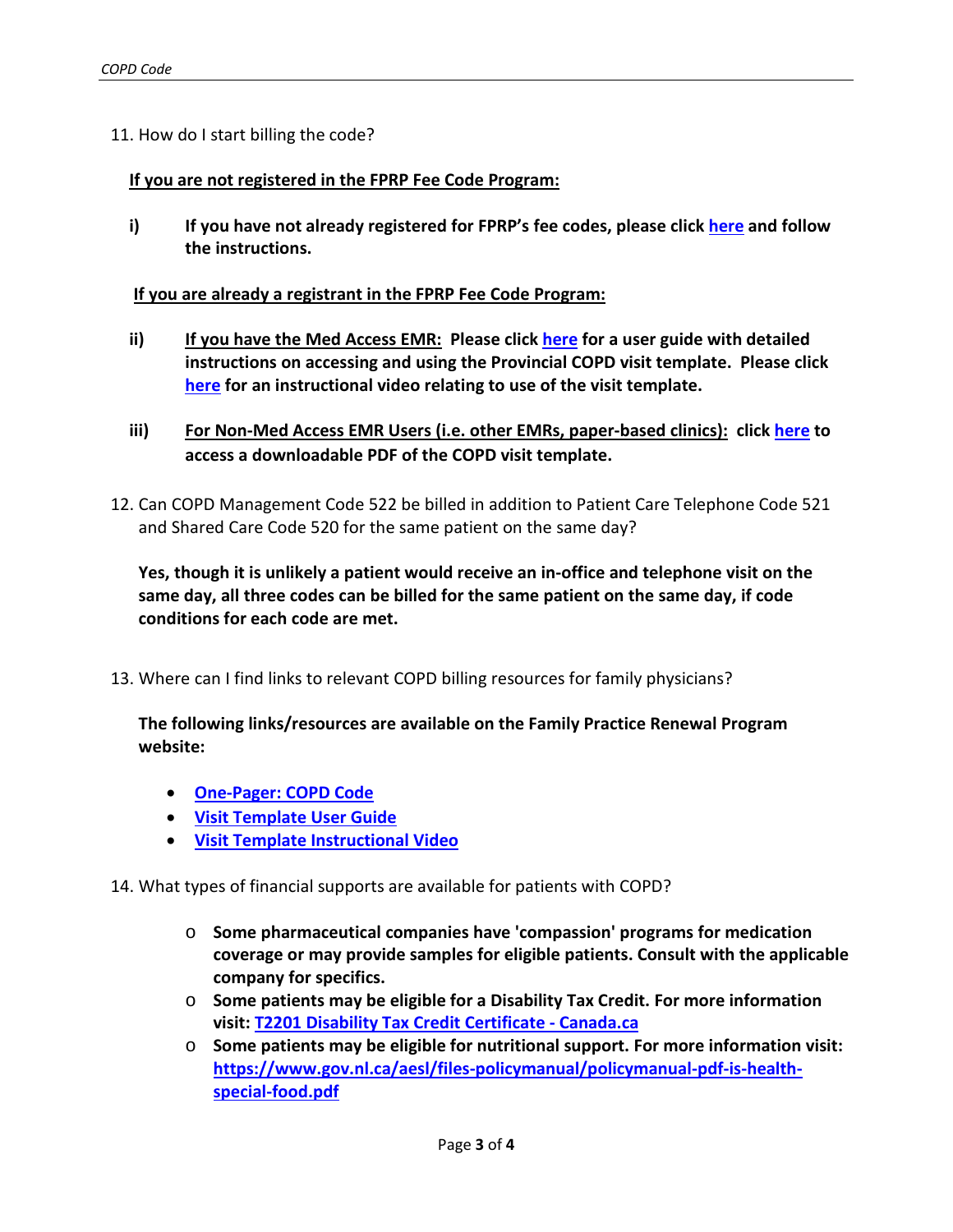11. How do I start billing the code?

**<u>If you are not registered in the FPRP Fee Code Program:</u>**

- **i) If you have not already registered for FPRP's fee codes, please click [here](#) and follow the instructions.**

**<u>If you are already a registrant in the FPRP Fee Code Program:</u>**

- **ii) <u>If you have the Med Access EMR:</u> Please click [here](#) for a user guide with detailed instructions on accessing and using the Provincial COPD visit template. Please click [here](#) for an instructional video relating to use of the visit template.**

- **iii) <u>For Non-Med Access EMR Users (i.e. other EMRs, paper-based clinics):</u> click [here](#) to access a downloadable PDF of the COPD visit template.**

12. Can COPD Management Code 522 be billed in addition to Patient Care Telephone Code 521 and Shared Care Code 520 for the same patient on the same day?

    **Yes, though it is unlikely a patient would receive an in-office and telephone visit on the same day, all three codes can be billed for the same patient on the same day, if code conditions for each code are met.**

13. Where can I find links to relevant COPD billing resources for family physicians?

    **The following links/resources are available on the Family Practice Renewal Program website:**

    - **[One-Pager: COPD Code](#)**
    - **[Visit Template User Guide](#)**
    - **[Visit Template Instructional Video](#)**

14. What types of financial supports are available for patients with COPD?

    - **Some pharmaceutical companies have 'compassion' programs for medication coverage or may provide samples for eligible patients. Consult with the applicable company for specifics.**
    - **Some patients may be eligible for a Disability Tax Credit. For more information visit: [T2201 Disability Tax Credit Certificate - Canada.ca](#)**
    - **Some patients may be eligible for nutritional support. For more information visit: [https://www.gov.nl.ca/aesl/files-policymanual/policymanual-pdf-is-health-special-food.pdf](https://www.gov.nl.ca/aesl/files-policymanual/policymanual-pdf-is-health-special-food.pdf)**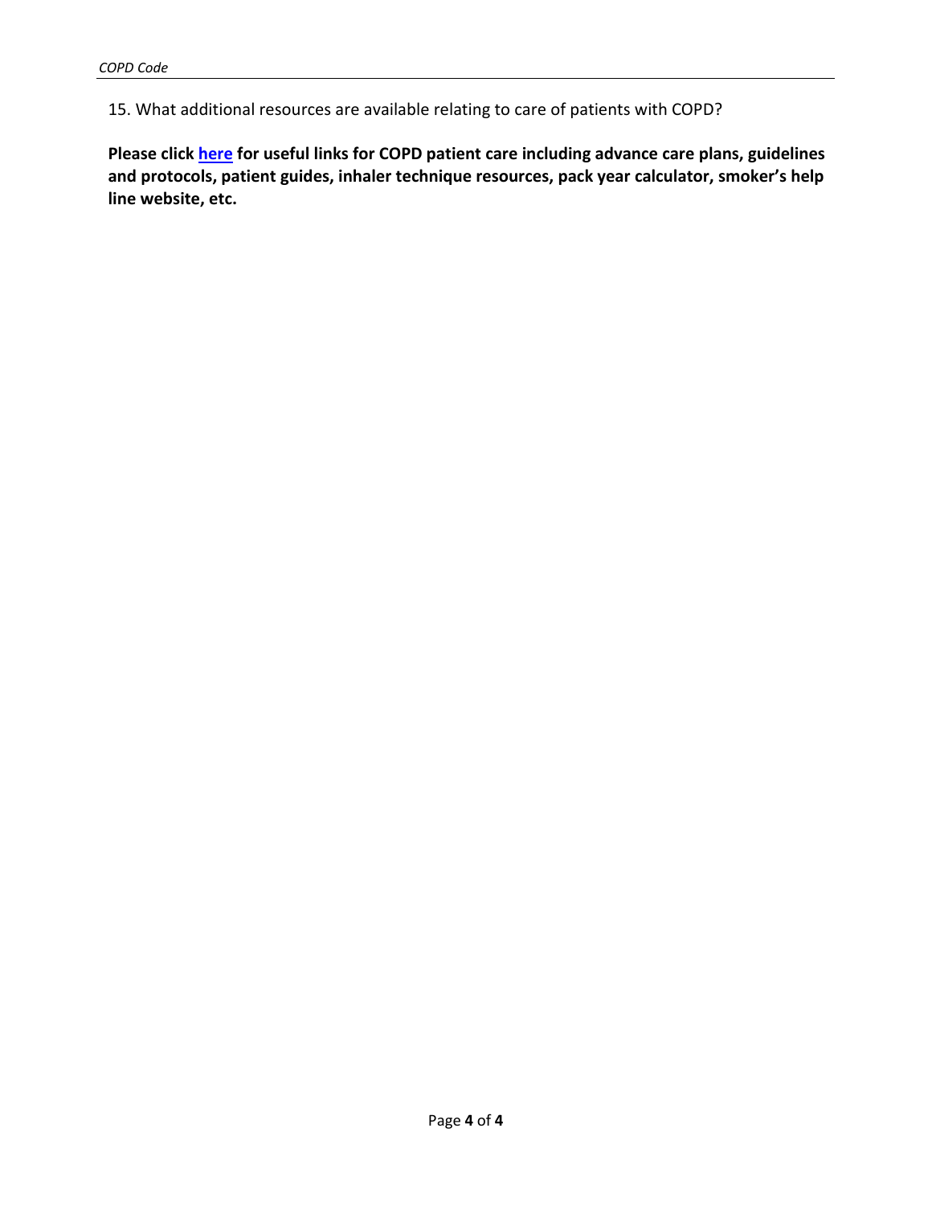15. What additional resources are available relating to care of patients with COPD?

**Please click here for useful links for COPD patient care including advance care plans, guidelines and protocols, patient guides, inhaler technique resources, pack year calculator, smoker's help line website, etc.**